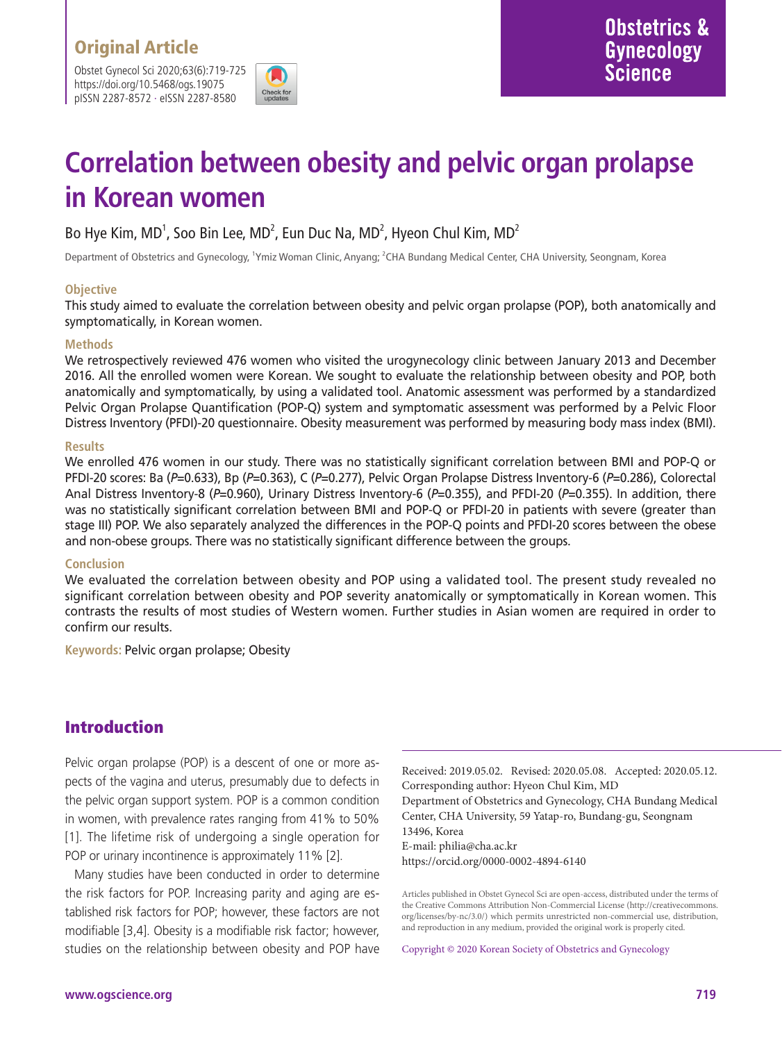Original Article

# Correlation between obesity and pelvic organ prolapse in Korean women

Bo Hye Kim, MD[1], Soo Bin Lee, MD[2], Eun Duc Na, MD[2], Hyeon Chul Kim, MD[2]

Department of Obstetrics and Gynecology, [1]Ymiz Woman Clinic, Anyang; [2]CHA Bundang Medical Center, CHA University, Seongnam, Korea

### Objective

This study aimed to evaluate the correlation between obesity and pelvic organ prolapse (POP), both anatomically and symptomatically, in Korean women.

### Methods

We retrospectively reviewed 476 women who visited the urogynecology clinic between January 2013 and December 2016. All the enrolled women were Korean. We sought to evaluate the relationship between obesity and POP, both anatomically and symptomatically, by using a validated tool. Anatomic assessment was performed by a standardized Pelvic Organ Prolapse Quantification (POP-Q) system and symptomatic assessment was performed by a Pelvic Floor Distress Inventory (PFDI)-20 questionnaire. Obesity measurement was performed by measuring body mass index (BMI).

### Results

We enrolled 476 women in our study. There was no statistically significant correlation between BMI and POP-Q or PFDI-20 scores: Ba ($P$=0.633), Bp ($P$=0.363), C ($P$=0.277), Pelvic Organ Prolapse Distress Inventory-6 ($P$=0.286), Colorectal Anal Distress Inventory-8 ($P$=0.960), Urinary Distress Inventory-6 ($P$=0.355), and PFDI-20 ($P$=0.355). In addition, there was no statistically significant correlation between BMI and POP-Q or PFDI-20 in patients with severe (greater than stage III) POP. We also separately analyzed the differences in the POP-Q points and PFDI-20 scores between the obese and non-obese groups. There was no statistically significant difference between the groups.

### Conclusion

We evaluated the correlation between obesity and POP using a validated tool. The present study revealed no significant correlation between obesity and POP severity anatomically or symptomatically in Korean women. This contrasts the results of most studies of Western women. Further studies in Asian women are required in order to confirm our results.

**Keywords:** Pelvic organ prolapse; Obesity

## Introduction

Pelvic organ prolapse (POP) is a descent of one or more aspects of the vagina and uterus, presumably due to defects in the pelvic organ support system. POP is a common condition in women, with prevalence rates ranging from 41% to 50% [1]. The lifetime risk of undergoing a single operation for POP or urinary incontinence is approximately 11% [2].

Many studies have been conducted in order to determine the risk factors for POP. Increasing parity and aging are established risk factors for POP; however, these factors are not modifiable [3,4]. Obesity is a modifiable risk factor; however, studies on the relationship between obesity and POP have

Received: 2019.05.02. Revised: 2020.05.08. Accepted: 2020.05.12.
Corresponding author: Hyeon Chul Kim, MD
Department of Obstetrics and Gynecology, CHA Bundang Medical Center, CHA University, 59 Yatap-ro, Bundang-gu, Seongnam 13496, Korea
E-mail: philia@cha.ac.kr
https://orcid.org/0000-0002-4894-6140

Articles published in Obstet Gynecol Sci are open-access, distributed under the terms of the Creative Commons Attribution Non-Commercial License (http://creativecommons.org/licenses/by-nc/3.0/) which permits unrestricted non-commercial use, distribution, and reproduction in any medium, provided the original work is properly cited.

Copyright © 2020 Korean Society of Obstetrics and Gynecology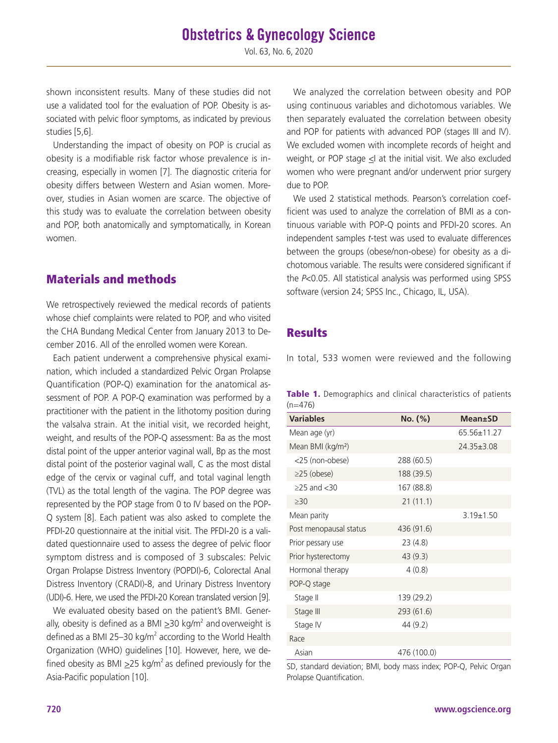shown inconsistent results. Many of these studies did not use a validated tool for the evaluation of POP. Obesity is associated with pelvic floor symptoms, as indicated by previous studies [5,6].

Understanding the impact of obesity on POP is crucial as obesity is a modifiable risk factor whose prevalence is increasing, especially in women [7]. The diagnostic criteria for obesity differs between Western and Asian women. Moreover, studies in Asian women are scarce. The objective of this study was to evaluate the correlation between obesity and POP, both anatomically and symptomatically, in Korean women.

## Materials and methods

We retrospectively reviewed the medical records of patients whose chief complaints were related to POP, and who visited the CHA Bundang Medical Center from January 2013 to December 2016. All of the enrolled women were Korean.

Each patient underwent a comprehensive physical examination, which included a standardized Pelvic Organ Prolapse Quantification (POP-Q) examination for the anatomical assessment of POP. A POP-Q examination was performed by a practitioner with the patient in the lithotomy position during the valsalva strain. At the initial visit, we recorded height, weight, and results of the POP-Q assessment: Ba as the most distal point of the upper anterior vaginal wall, Bp as the most distal point of the posterior vaginal wall, C as the most distal edge of the cervix or vaginal cuff, and total vaginal length (TVL) as the total length of the vagina. The POP degree was represented by the POP stage from 0 to IV based on the POP-Q system [8]. Each patient was also asked to complete the PFDI-20 questionnaire at the initial visit. The PFDI-20 is a validated questionnaire used to assess the degree of pelvic floor symptom distress and is composed of 3 subscales: Pelvic Organ Prolapse Distress Inventory (POPDI)-6, Colorectal Anal Distress Inventory (CRADI)-8, and Urinary Distress Inventory (UDI)-6. Here, we used the PFDI-20 Korean translated version [9].

We evaluated obesity based on the patient's BMI. Generally, obesity is defined as a BMI $\geq$30 kg/m$^2$ and overweight is defined as a BMI 25–30 kg/m$^2$ according to the World Health Organization (WHO) guidelines [10]. However, here, we defined obesity as BMI $\geq$25 kg/m$^2$ as defined previously for the Asia-Pacific population [10].

We analyzed the correlation between obesity and POP using continuous variables and dichotomous variables. We then separately evaluated the correlation between obesity and POP for patients with advanced POP (stages III and IV). We excluded women with incomplete records of height and weight, or POP stage $\leq$I at the initial visit. We also excluded women who were pregnant and/or underwent prior surgery due to POP.

We used 2 statistical methods. Pearson's correlation coefficient was used to analyze the correlation of BMI as a continuous variable with POP-Q points and PFDI-20 scores. An independent samples *t*-test was used to evaluate differences between the groups (obese/non-obese) for obesity as a dichotomous variable. The results were considered significant if the $P<0.05$. All statistical analysis was performed using SPSS software (version 24; SPSS Inc., Chicago, IL, USA).

## Results

In total, 533 women were reviewed and the following

**Table 1.** Demographics and clinical characteristics of patients (n=476)

| Variables | No. (%) | Mean±SD |
|---|---|---|
| Mean age (yr) | | 65.56±11.27 |
| Mean BMI (kg/m²) | | 24.35±3.08 |
| <25 (non-obese) | 288 (60.5) | |
| ≥25 (obese) | 188 (39.5) | |
| ≥25 and <30 | 167 (88.8) | |
| ≥30 | 21 (11.1) | |
| Mean parity | | 3.19±1.50 |
| Post menopausal status | 436 (91.6) | |
| Prior pessary use | 23 (4.8) | |
| Prior hysterectomy | 43 (9.3) | |
| Hormonal therapy | 4 (0.8) | |
| POP-Q stage | | |
| Stage II | 139 (29.2) | |
| Stage III | 293 (61.6) | |
| Stage IV | 44 (9.2) | |
| Race | | |
| Asian | 476 (100.0) | |

SD, standard deviation; BMI, body mass index; POP-Q, Pelvic Organ Prolapse Quantification.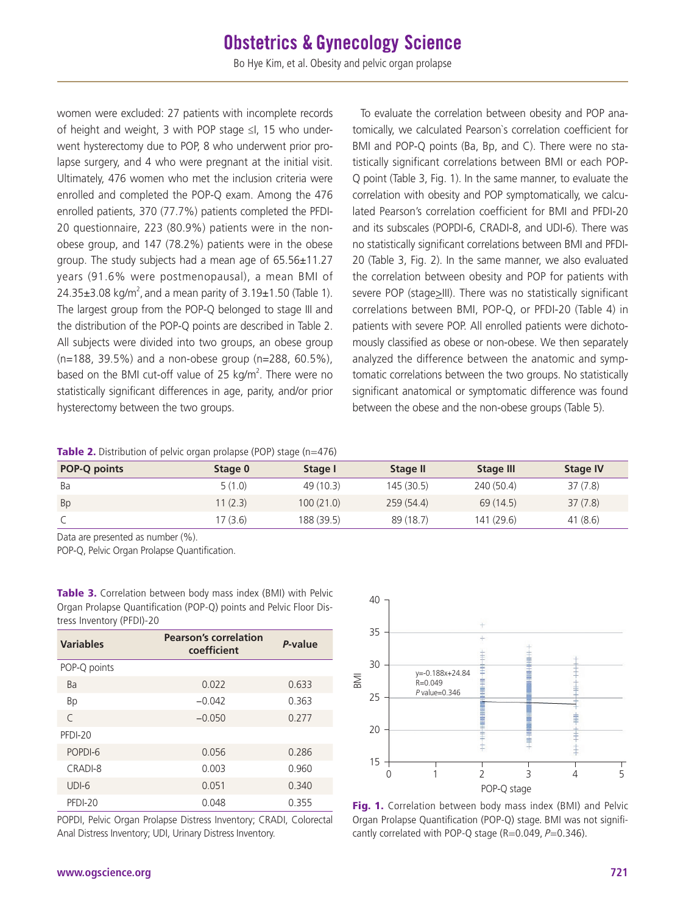women were excluded: 27 patients with incomplete records of height and weight, 3 with POP stage ≤I, 15 who underwent hysterectomy due to POP, 8 who underwent prior prolapse surgery, and 4 who were pregnant at the initial visit. Ultimately, 476 women who met the inclusion criteria were enrolled and completed the POP-Q exam. Among the 476 enrolled patients, 370 (77.7%) patients completed the PFDI-20 questionnaire, 223 (80.9%) patients were in the non-obese group, and 147 (78.2%) patients were in the obese group. The study subjects had a mean age of 65.56±11.27 years (91.6% were postmenopausal), a mean BMI of 24.35±3.08 kg/m$^2$, and a mean parity of 3.19±1.50 (Table 1). The largest group from the POP-Q belonged to stage III and the distribution of the POP-Q points are described in Table 2. All subjects were divided into two groups, an obese group (n=188, 39.5%) and a non-obese group (n=288, 60.5%), based on the BMI cut-off value of 25 kg/m$^2$. There were no statistically significant differences in age, parity, and/or prior hysterectomy between the two groups.

To evaluate the correlation between obesity and POP anatomically, we calculated Pearson`s correlation coefficient for BMI and POP-Q points (Ba, Bp, and C). There were no statistically significant correlations between BMI or each POP-Q point (Table 3, Fig. 1). In the same manner, to evaluate the correlation with obesity and POP symptomatically, we calculated Pearson's correlation coefficient for BMI and PFDI-20 and its subscales (POPDI-6, CRADI-8, and UDI-6). There was no statistically significant correlations between BMI and PFDI-20 (Table 3, Fig. 2). In the same manner, we also evaluated the correlation between obesity and POP for patients with severe POP (stage≥III). There was no statistically significant correlations between BMI, POP-Q, or PFDI-20 (Table 4) in patients with severe POP. All enrolled patients were dichotomously classified as obese or non-obese. We then separately analyzed the difference between the anatomic and symptomatic correlations between the two groups. No statistically significant anatomical or symptomatic difference was found between the obese and the non-obese groups (Table 5).

**Table 2.** Distribution of pelvic organ prolapse (POP) stage (n=476)

| POP-Q points | Stage 0 | Stage I | Stage II | Stage III | Stage IV |
|---|---|---|---|---|---|
| Ba | 5 (1.0) | 49 (10.3) | 145 (30.5) | 240 (50.4) | 37 (7.8) |
| Bp | 11 (2.3) | 100 (21.0) | 259 (54.4) | 69 (14.5) | 37 (7.8) |
| C | 17 (3.6) | 188 (39.5) | 89 (18.7) | 141 (29.6) | 41 (8.6) |

Data are presented as number (%).
POP-Q, Pelvic Organ Prolapse Quantification.

**Table 3.** Correlation between body mass index (BMI) with Pelvic Organ Prolapse Quantification (POP-Q) points and Pelvic Floor Distress Inventory (PFDI)-20

| Variables | Pearson's correlation coefficient | *P*-value |
|---|---|---|
| POP-Q points | | |
| Ba | 0.022 | 0.633 |
| Bp | −0.042 | 0.363 |
| C | −0.050 | 0.277 |
| PFDI-20 | | |
| POPDI-6 | 0.056 | 0.286 |
| CRADI-8 | 0.003 | 0.960 |
| UDI-6 | 0.051 | 0.340 |
| PFDI-20 | 0.048 | 0.355 |

POPDI, Pelvic Organ Prolapse Distress Inventory; CRADI, Colorectal Anal Distress Inventory; UDI, Urinary Distress Inventory.

**Fig. 1.** Correlation between body mass index (BMI) and Pelvic Organ Prolapse Quantification (POP-Q) stage. BMI was not significantly correlated with POP-Q stage (R=0.049, *P*=0.346).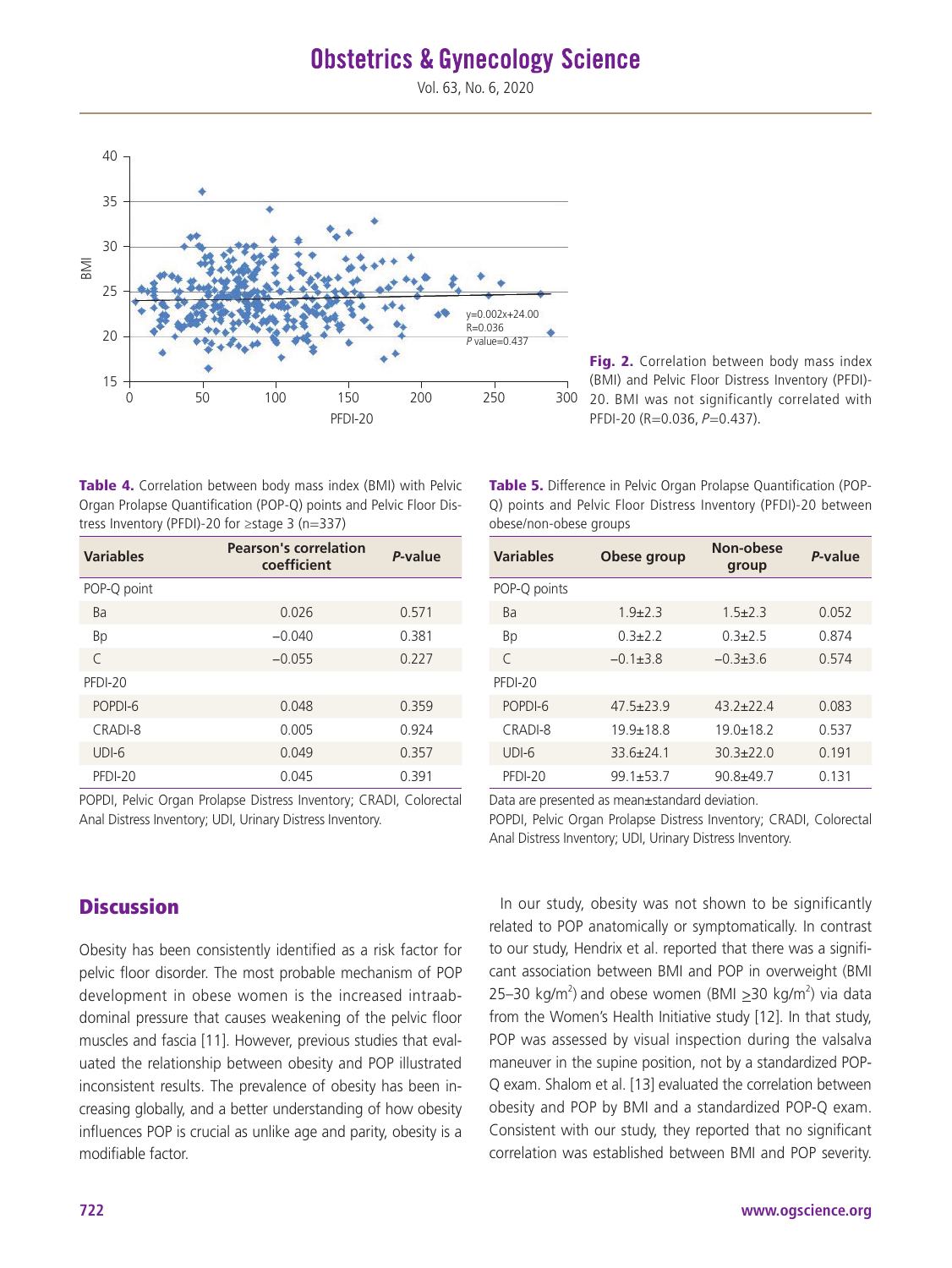**Fig. 2.** Correlation between body mass index (BMI) and Pelvic Floor Distress Inventory (PFDI)-20. BMI was not significantly correlated with PFDI-20 (R=0.036, *P*=0.437).

**Table 4.** Correlation between body mass index (BMI) with Pelvic Organ Prolapse Quantification (POP-Q) points and Pelvic Floor Distress Inventory (PFDI)-20 for ≥stage 3 (n=337)

| Variables | Pearson's correlation coefficient | *P*-value |
|---|---|---|
| POP-Q point | | |
| Ba | 0.026 | 0.571 |
| Bp | −0.040 | 0.381 |
| C | −0.055 | 0.227 |
| PFDI-20 | | |
| POPDI-6 | 0.048 | 0.359 |
| CRADI-8 | 0.005 | 0.924 |
| UDI-6 | 0.049 | 0.357 |
| PFDI-20 | 0.045 | 0.391 |

POPDI, Pelvic Organ Prolapse Distress Inventory; CRADI, Colorectal Anal Distress Inventory; UDI, Urinary Distress Inventory.

**Table 5.** Difference in Pelvic Organ Prolapse Quantification (POP-Q) points and Pelvic Floor Distress Inventory (PFDI)-20 between obese/non-obese groups

| Variables | Obese group | Non-obese group | *P*-value |
|---|---|---|---|
| POP-Q points | | | |
| Ba | 1.9±2.3 | 1.5±2.3 | 0.052 |
| Bp | 0.3±2.2 | 0.3±2.5 | 0.874 |
| C | −0.1±3.8 | −0.3±3.6 | 0.574 |
| PFDI-20 | | | |
| POPDI-6 | 47.5±23.9 | 43.2±22.4 | 0.083 |
| CRADI-8 | 19.9±18.8 | 19.0±18.2 | 0.537 |
| UDI-6 | 33.6±24.1 | 30.3±22.0 | 0.191 |
| PFDI-20 | 99.1±53.7 | 90.8±49.7 | 0.131 |

Data are presented as mean±standard deviation.
POPDI, Pelvic Organ Prolapse Distress Inventory; CRADI, Colorectal Anal Distress Inventory; UDI, Urinary Distress Inventory.

## Discussion

Obesity has been consistently identified as a risk factor for pelvic floor disorder. The most probable mechanism of POP development in obese women is the increased intraabdominal pressure that causes weakening of the pelvic floor muscles and fascia [11]. However, previous studies that evaluated the relationship between obesity and POP illustrated inconsistent results. The prevalence of obesity has been increasing globally, and a better understanding of how obesity influences POP is crucial as unlike age and parity, obesity is a modifiable factor.

In our study, obesity was not shown to be significantly related to POP anatomically or symptomatically. In contrast to our study, Hendrix et al. reported that there was a significant association between BMI and POP in overweight (BMI 25–30 kg/m$^2$) and obese women (BMI ≥30 kg/m$^2$) via data from the Women's Health Initiative study [12]. In that study, POP was assessed by visual inspection during the valsalva maneuver in the supine position, not by a standardized POP-Q exam. Shalom et al. [13] evaluated the correlation between obesity and POP by BMI and a standardized POP-Q exam. Consistent with our study, they reported that no significant correlation was established between BMI and POP severity.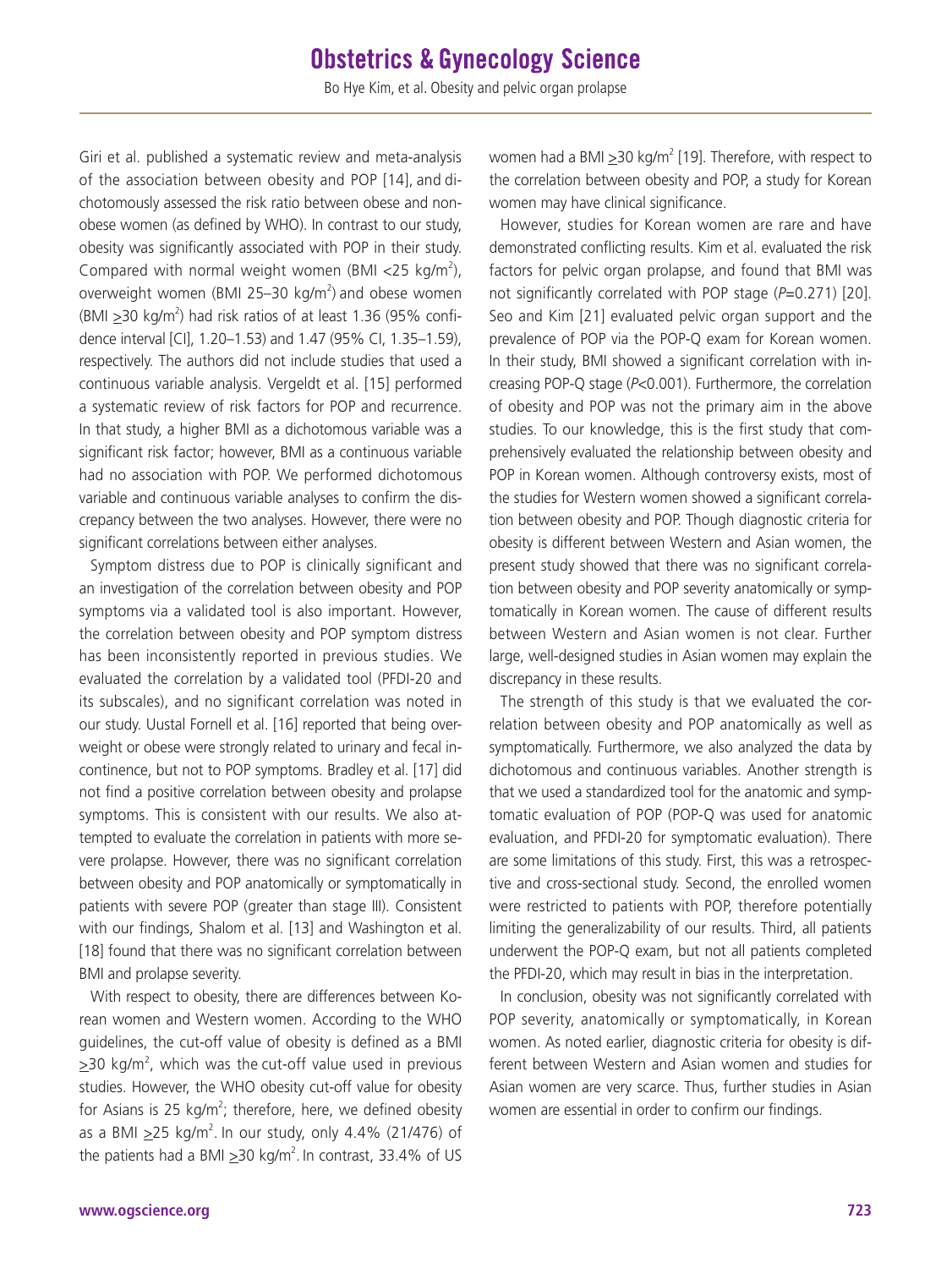Giri et al. published a systematic review and meta-analysis of the association between obesity and POP [14], and dichotomously assessed the risk ratio between obese and nonobese women (as defined by WHO). In contrast to our study, obesity was significantly associated with POP in their study. Compared with normal weight women (BMI <25 kg/$m^2$), overweight women (BMI 25–30 kg/$m^2$) and obese women (BMI ≥30 kg/$m^2$) had risk ratios of at least 1.36 (95% confidence interval [CI], 1.20–1.53) and 1.47 (95% CI, 1.35–1.59), respectively. The authors did not include studies that used a continuous variable analysis. Vergeldt et al. [15] performed a systematic review of risk factors for POP and recurrence. In that study, a higher BMI as a dichotomous variable was a significant risk factor; however, BMI as a continuous variable had no association with POP. We performed dichotomous variable and continuous variable analyses to confirm the discrepancy between the two analyses. However, there were no significant correlations between either analyses.

Symptom distress due to POP is clinically significant and an investigation of the correlation between obesity and POP symptoms via a validated tool is also important. However, the correlation between obesity and POP symptom distress has been inconsistently reported in previous studies. We evaluated the correlation by a validated tool (PFDI-20 and its subscales), and no significant correlation was noted in our study. Uustal Fornell et al. [16] reported that being overweight or obese were strongly related to urinary and fecal incontinence, but not to POP symptoms. Bradley et al. [17] did not find a positive correlation between obesity and prolapse symptoms. This is consistent with our results. We also attempted to evaluate the correlation in patients with more severe prolapse. However, there was no significant correlation between obesity and POP anatomically or symptomatically in patients with severe POP (greater than stage III). Consistent with our findings, Shalom et al. [13] and Washington et al. [18] found that there was no significant correlation between BMI and prolapse severity.

With respect to obesity, there are differences between Korean women and Western women. According to the WHO guidelines, the cut-off value of obesity is defined as a BMI ≥30 kg/$m^2$, which was the cut-off value used in previous studies. However, the WHO obesity cut-off value for obesity for Asians is 25 kg/$m^2$; therefore, here, we defined obesity as a BMI ≥25 kg/$m^2$. In our study, only 4.4% (21/476) of the patients had a BMI ≥30 kg/$m^2$. In contrast, 33.4% of US women had a BMI ≥30 kg/$m^2$ [19]. Therefore, with respect to the correlation between obesity and POP, a study for Korean women may have clinical significance.

However, studies for Korean women are rare and have demonstrated conflicting results. Kim et al. evaluated the risk factors for pelvic organ prolapse, and found that BMI was not significantly correlated with POP stage ($P$=0.271) [20]. Seo and Kim [21] evaluated pelvic organ support and the prevalence of POP via the POP-Q exam for Korean women. In their study, BMI showed a significant correlation with increasing POP-Q stage ($P$<0.001). Furthermore, the correlation of obesity and POP was not the primary aim in the above studies. To our knowledge, this is the first study that comprehensively evaluated the relationship between obesity and POP in Korean women. Although controversy exists, most of the studies for Western women showed a significant correlation between obesity and POP. Though diagnostic criteria for obesity is different between Western and Asian women, the present study showed that there was no significant correlation between obesity and POP severity anatomically or symptomatically in Korean women. The cause of different results between Western and Asian women is not clear. Further large, well-designed studies in Asian women may explain the discrepancy in these results.

The strength of this study is that we evaluated the correlation between obesity and POP anatomically as well as symptomatically. Furthermore, we also analyzed the data by dichotomous and continuous variables. Another strength is that we used a standardized tool for the anatomic and symptomatic evaluation of POP (POP-Q was used for anatomic evaluation, and PFDI-20 for symptomatic evaluation). There are some limitations of this study. First, this was a retrospective and cross-sectional study. Second, the enrolled women were restricted to patients with POP, therefore potentially limiting the generalizability of our results. Third, all patients underwent the POP-Q exam, but not all patients completed the PFDI-20, which may result in bias in the interpretation.

In conclusion, obesity was not significantly correlated with POP severity, anatomically or symptomatically, in Korean women. As noted earlier, diagnostic criteria for obesity is different between Western and Asian women and studies for Asian women are very scarce. Thus, further studies in Asian women are essential in order to confirm our findings.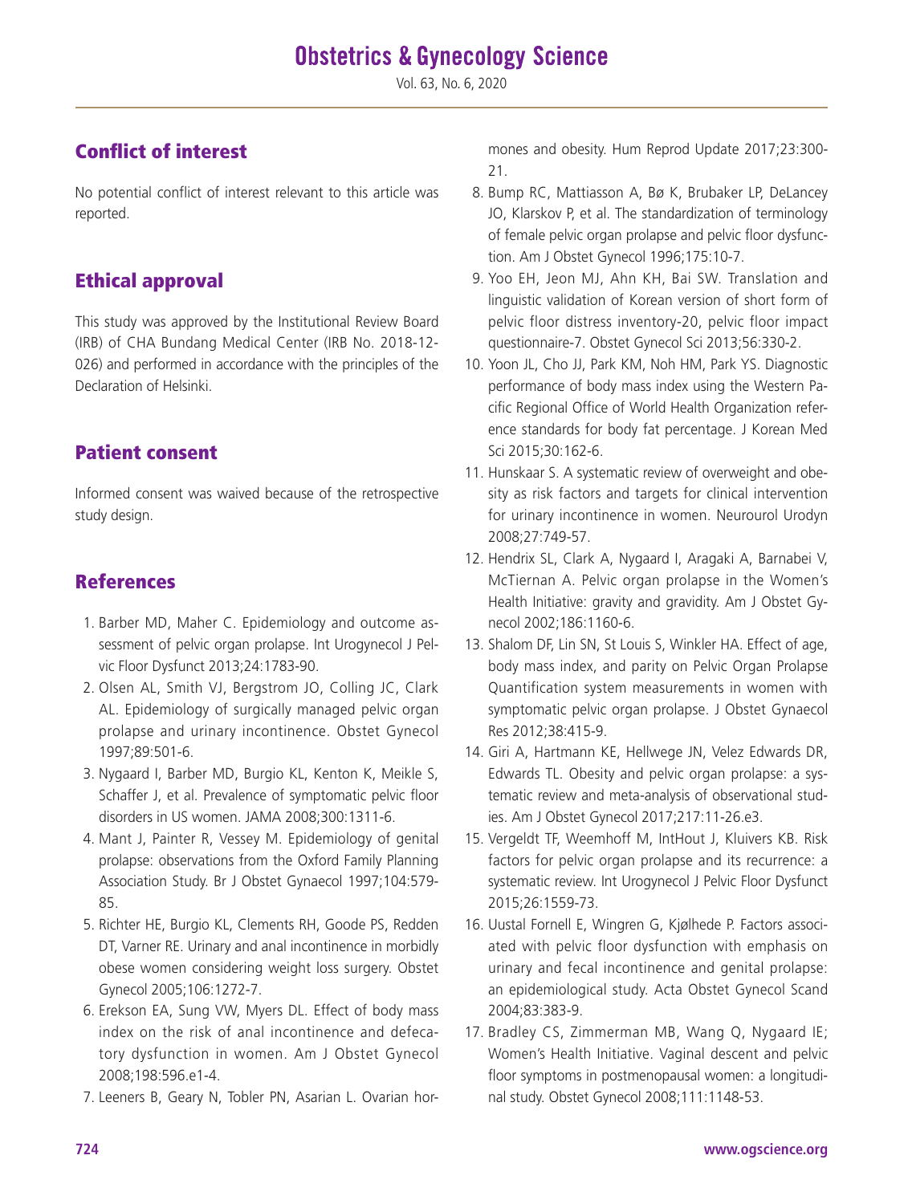## Conflict of interest

No potential conflict of interest relevant to this article was reported.

## Ethical approval

This study was approved by the Institutional Review Board (IRB) of CHA Bundang Medical Center (IRB No. 2018-12-026) and performed in accordance with the principles of the Declaration of Helsinki.

## Patient consent

Informed consent was waived because of the retrospective study design.

## References

1. Barber MD, Maher C. Epidemiology and outcome assessment of pelvic organ prolapse. Int Urogynecol J Pelvic Floor Dysfunct 2013;24:1783-90.
2. Olsen AL, Smith VJ, Bergstrom JO, Colling JC, Clark AL. Epidemiology of surgically managed pelvic organ prolapse and urinary incontinence. Obstet Gynecol 1997;89:501-6.
3. Nygaard I, Barber MD, Burgio KL, Kenton K, Meikle S, Schaffer J, et al. Prevalence of symptomatic pelvic floor disorders in US women. JAMA 2008;300:1311-6.
4. Mant J, Painter R, Vessey M. Epidemiology of genital prolapse: observations from the Oxford Family Planning Association Study. Br J Obstet Gynaecol 1997;104:579-85.
5. Richter HE, Burgio KL, Clements RH, Goode PS, Redden DT, Varner RE. Urinary and anal incontinence in morbidly obese women considering weight loss surgery. Obstet Gynecol 2005;106:1272-7.
6. Erekson EA, Sung VW, Myers DL. Effect of body mass index on the risk of anal incontinence and defecatory dysfunction in women. Am J Obstet Gynecol 2008;198:596.e1-4.
7. Leeners B, Geary N, Tobler PN, Asarian L. Ovarian hormones and obesity. Hum Reprod Update 2017;23:300-21.
8. Bump RC, Mattiasson A, Bø K, Brubaker LP, DeLancey JO, Klarskov P, et al. The standardization of terminology of female pelvic organ prolapse and pelvic floor dysfunction. Am J Obstet Gynecol 1996;175:10-7.
9. Yoo EH, Jeon MJ, Ahn KH, Bai SW. Translation and linguistic validation of Korean version of short form of pelvic floor distress inventory-20, pelvic floor impact questionnaire-7. Obstet Gynecol Sci 2013;56:330-2.
10. Yoon JL, Cho JJ, Park KM, Noh HM, Park YS. Diagnostic performance of body mass index using the Western Pacific Regional Office of World Health Organization reference standards for body fat percentage. J Korean Med Sci 2015;30:162-6.
11. Hunskaar S. A systematic review of overweight and obesity as risk factors and targets for clinical intervention for urinary incontinence in women. Neurourol Urodyn 2008;27:749-57.
12. Hendrix SL, Clark A, Nygaard I, Aragaki A, Barnabei V, McTiernan A. Pelvic organ prolapse in the Women's Health Initiative: gravity and gravidity. Am J Obstet Gynecol 2002;186:1160-6.
13. Shalom DF, Lin SN, St Louis S, Winkler HA. Effect of age, body mass index, and parity on Pelvic Organ Prolapse Quantification system measurements in women with symptomatic pelvic organ prolapse. J Obstet Gynaecol Res 2012;38:415-9.
14. Giri A, Hartmann KE, Hellwege JN, Velez Edwards DR, Edwards TL. Obesity and pelvic organ prolapse: a systematic review and meta-analysis of observational studies. Am J Obstet Gynecol 2017;217:11-26.e3.
15. Vergeldt TF, Weemhoff M, IntHout J, Kluivers KB. Risk factors for pelvic organ prolapse and its recurrence: a systematic review. Int Urogynecol J Pelvic Floor Dysfunct 2015;26:1559-73.
16. Uustal Fornell E, Wingren G, Kjølhede P. Factors associated with pelvic floor dysfunction with emphasis on urinary and fecal incontinence and genital prolapse: an epidemiological study. Acta Obstet Gynecol Scand 2004;83:383-9.
17. Bradley CS, Zimmerman MB, Wang Q, Nygaard IE; Women's Health Initiative. Vaginal descent and pelvic floor symptoms in postmenopausal women: a longitudinal study. Obstet Gynecol 2008;111:1148-53.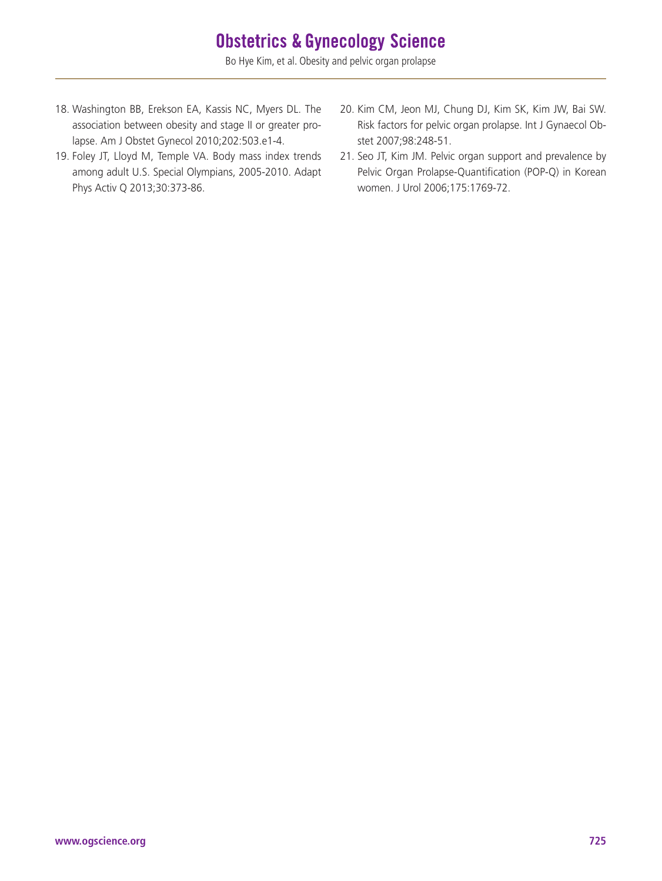18. Washington BB, Erekson EA, Kassis NC, Myers DL. The association between obesity and stage II or greater prolapse. Am J Obstet Gynecol 2010;202:503.e1-4.
19. Foley JT, Lloyd M, Temple VA. Body mass index trends among adult U.S. Special Olympians, 2005-2010. Adapt Phys Activ Q 2013;30:373-86.
20. Kim CM, Jeon MJ, Chung DJ, Kim SK, Kim JW, Bai SW. Risk factors for pelvic organ prolapse. Int J Gynaecol Obstet 2007;98:248-51.
21. Seo JT, Kim JM. Pelvic organ support and prevalence by Pelvic Organ Prolapse-Quantification (POP-Q) in Korean women. J Urol 2006;175:1769-72.